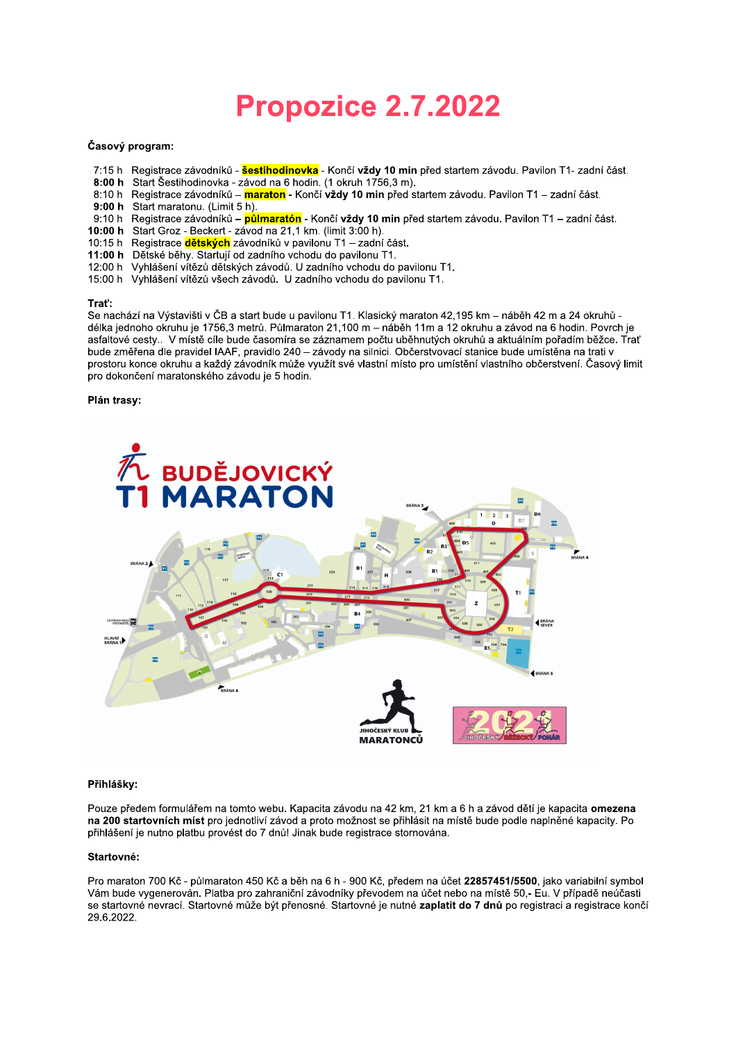# Propozice 2.7.2022

**Časový program:**

7:15 h Registrace závodníků – **šestihodinovka** - Končí **vždy 10 min** před startem závodu. Pavilon T1- zadní část.
**8:00 h** Start Šestihodinovka - závod na 6 hodin. (1 okruh 1756,3 m).
8:10 h Registrace závodníků – **maraton** - Končí **vždy 10 min** před startem závodu. Pavilon T1 – zadní část.
**9:00 h** Start maratonu. (Limit 5 h).
9:10 h Registrace závodníků **– půlmaratón** - Končí **vždy 10 min** před startem závodu. Pavilon T1 **–** zadní část.
**10:00 h** Start Groz - Beckert - závod na 21,1 km. (limit 3:00 h).
10:15 h Registrace **dětských** závodníků v pavilonu T1 – zadní část.
**11:00 h** Dětské běhy. Startují od zadního vchodu do pavilonu T1.
12:00 h Vyhlášení vítězů dětských závodů. U zadního vchodu do pavilonu T1.
15:00 h Vyhlášení vítězů všech závodů. U zadního vchodu do pavilonu T1.

**Trať:**

Se nachází na Výstavišti v ČB a start bude u pavilonu T1. Klasický maraton 42,195 km – náběh 42 m a 24 okruhů - délka jednoho okruhu je 1756,3 metrů. Půlmaraton 21,100 m – náběh 11m a 12 okruhu a závod na 6 hodin. Povrch je asfaltové cesty.. V místě cíle bude časomíra se záznamem počtu uběhnutých okruhů a aktuálním pořadím běžce. Trať bude změřena dle pravidel IAAF, pravidlo 240 – závody na silnici. Občerstvovací stanice bude umístěna na trati v prostoru konce okruhu a každý závodník může využít své vlastní místo pro umístění vlastního občerstvení. Časový limit pro dokončení maratonského závodu je 5 hodin.

**Plán trasy:**

**Přihlášky:**

Pouze předem formulářem na tomto webu. Kapacita závodu na 42 km, 21 km a 6 h a závod dětí je kapacita **omezena na 200 startovních míst** pro jednotliví závod a proto možnost se přihlásit na místě bude podle naplněné kapacity. Po přihlášení je nutno platbu provést do 7 dnů! Jinak bude registrace stornována.

**Startovné:**

Pro maraton 700 Kč - půlmaraton 450 Kč a běh na 6 h - 900 Kč, předem na účet **22857451/5500**, jako variabilní symbol Vám bude vygenerován. Platba pro zahraniční závodníky převodem na účet nebo na místě 50,- Eu. V případě neúčasti se startovné nevrací. Startovné může být přenosné. Startovné je nutné **zaplatit do 7 dnů** po registraci a registrace končí 29.6.2022.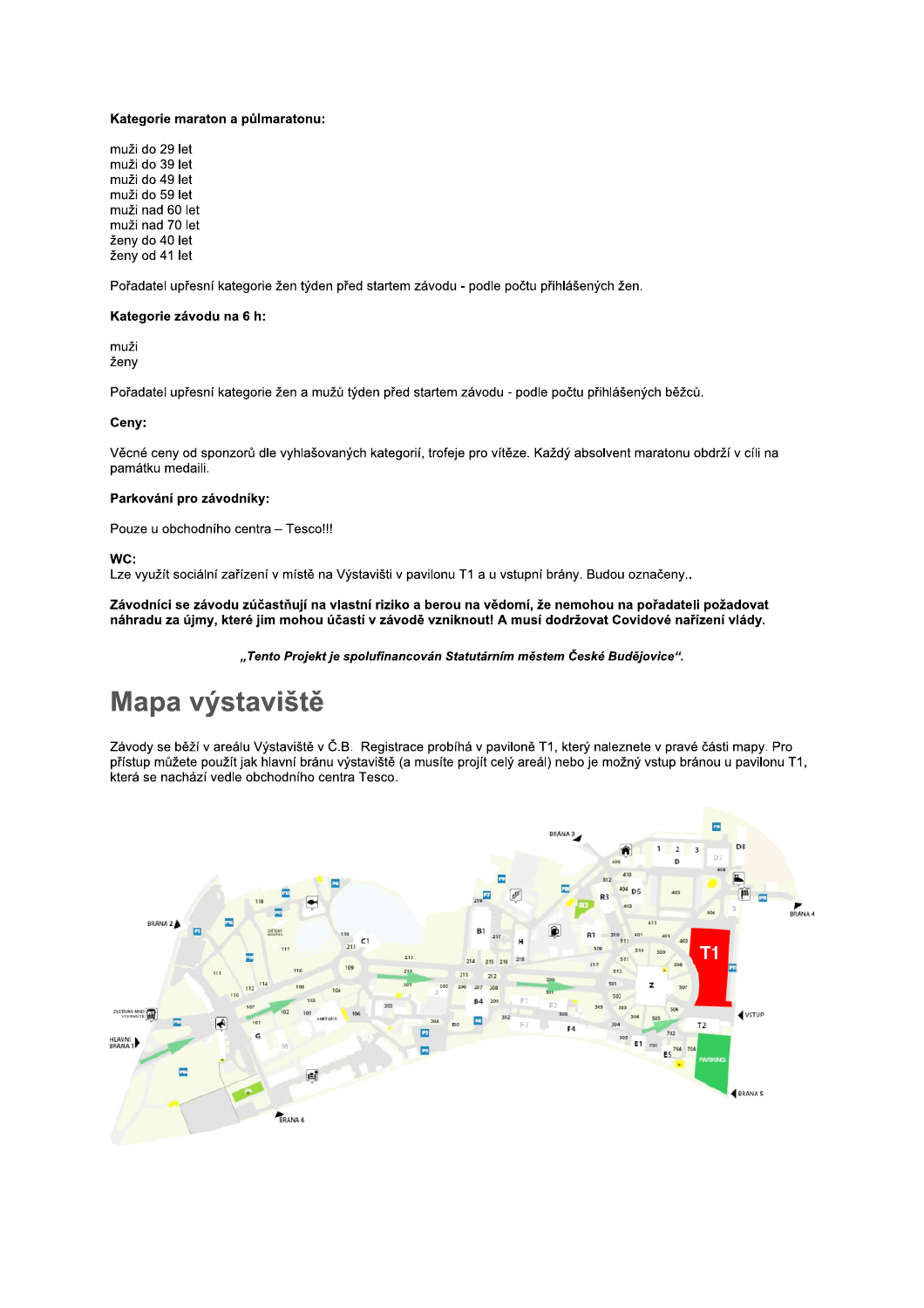**Kategorie maraton a půlmaratonu:**

muži do 29 let
muži do 39 let
muži do 49 let
muži do 59 let
muži nad 60 let
muži nad 70 let
ženy do 40 let
ženy od 41 let

Pořadatel upřesní kategorie žen týden před startem závodu - podle počtu přihlášených žen.

**Kategorie závodu na 6 h:**

muži
ženy

Pořadatel upřesní kategorie žen a mužů týden před startem závodu - podle počtu přihlášených běžců.

**Ceny:**

Věcné ceny od sponzorů dle vyhlašovaných kategorií, trofeje pro vítěze. Každý absolvent maratonu obdrží v cíli na památku medaili.

**Parkování pro závodníky:**

Pouze u obchodního centra – Tesco!!!

**WC:**
Lze využít sociální zařízení v místě na Výstavišti v pavilonu T1 a u vstupní brány. Budou označeny..

**Závodníci se závodu zúčastňují na vlastní riziko a berou na vědomí, že nemohou na pořadateli požadovat náhradu za újmy, které jim mohou účastí v závodě vzniknout! A musí dodržovat Covidové nařízení vlády.**

***„Tento Projekt je spolufinancován Statutárním městem České Budějovice“.***

# Mapa výstaviště

Závody se běží v areálu Výstaviště v Č.B. Registrace probíhá v paviloně T1, který naleznete v pravé části mapy. Pro přístup můžete použít jak hlavní bránu výstaviště (a musíte projít celý areál) nebo je možný vstup bránou u pavilonu T1, která se nachází vedle obchodního centra Tesco.